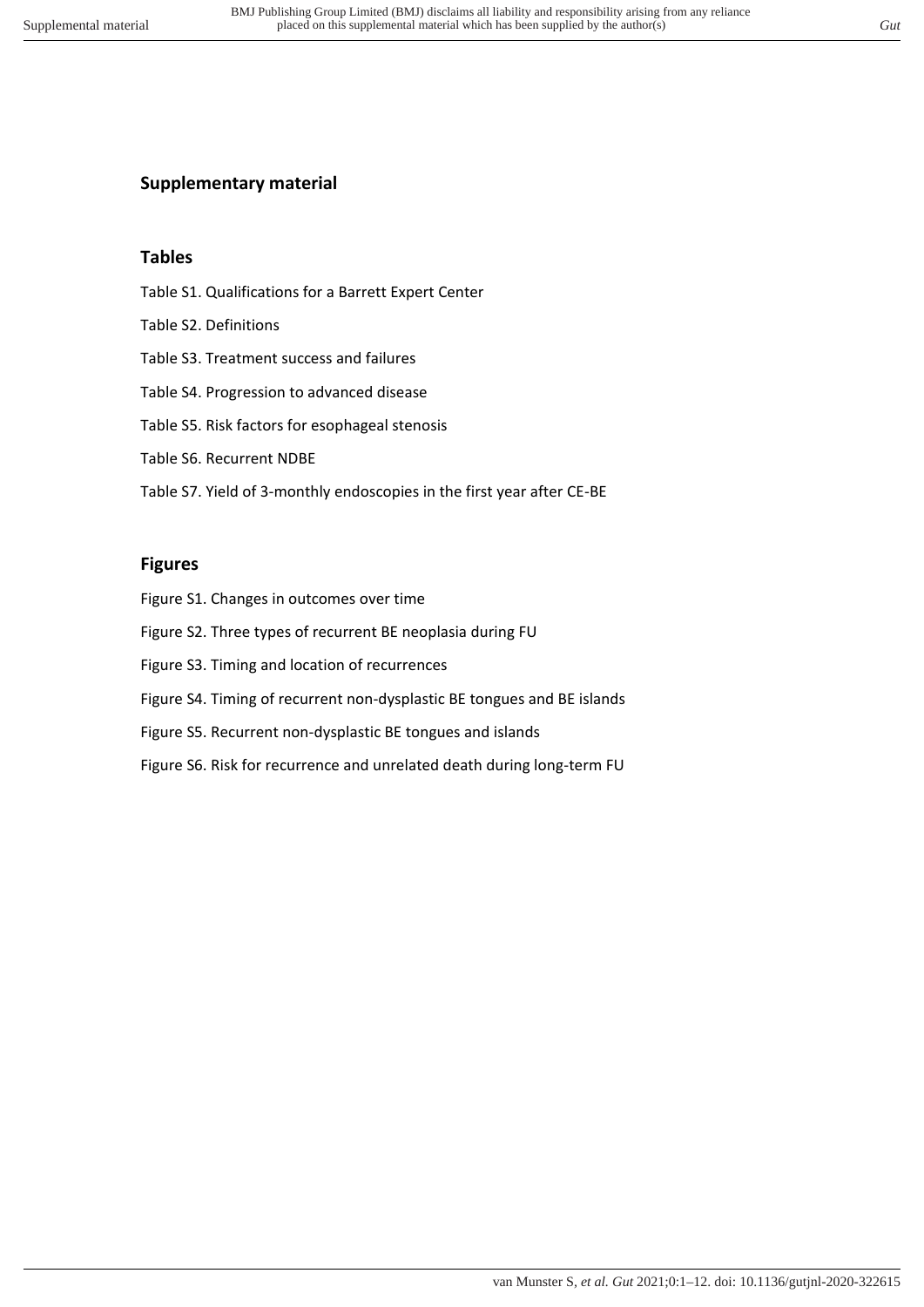## Supplementary material

### Tables

Table S1. Qualifications for a Barrett Expert Center

Table S2. Definitions

Table S3. Treatment success and failures

Table S4. Progression to advanced disease

Table S5. Risk factors for esophageal stenosis

Table S6. Recurrent NDBE

Table S7. Yield of 3-monthly endoscopies in the first year after CE-BE

### Figures

Figure S1. Changes in outcomes over time

Figure S2. Three types of recurrent BE neoplasia during FU

Figure S3. Timing and location of recurrences

Figure S4. Timing of recurrent non-dysplastic BE tongues and BE islands

Figure S5. Recurrent non-dysplastic BE tongues and islands

Figure S6. Risk for recurrence and unrelated death during long-term FU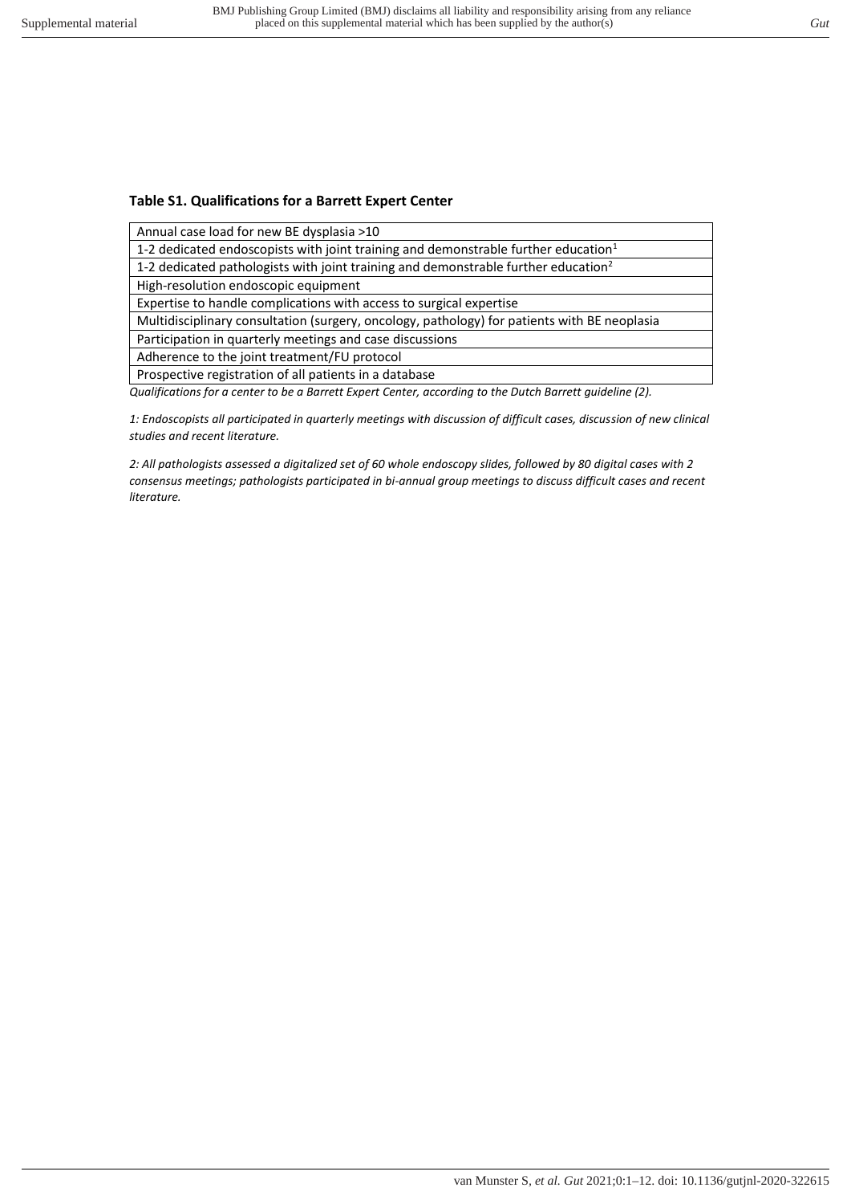### Table S1. Qualifications for a Barrett Expert Center

| Qualifications |
|---|
| Annual case load for new BE dysplasia >10 |
| 1-2 dedicated endoscopists with joint training and demonstrable further education[1] |
| 1-2 dedicated pathologists with joint training and demonstrable further education[2] |
| High-resolution endoscopic equipment |
| Expertise to handle complications with access to surgical expertise |
| Multidisciplinary consultation (surgery, oncology, pathology) for patients with BE neoplasia |
| Participation in quarterly meetings and case discussions |
| Adherence to the joint treatment/FU protocol |
| Prospective registration of all patients in a database |

*Qualifications for a center to be a Barrett Expert Center, according to the Dutch Barrett guideline (2).*

*1: Endoscopists all participated in quarterly meetings with discussion of difficult cases, discussion of new clinical studies and recent literature.*

*2: All pathologists assessed a digitalized set of 60 whole endoscopy slides, followed by 80 digital cases with 2 consensus meetings; pathologists participated in bi-annual group meetings to discuss difficult cases and recent literature.*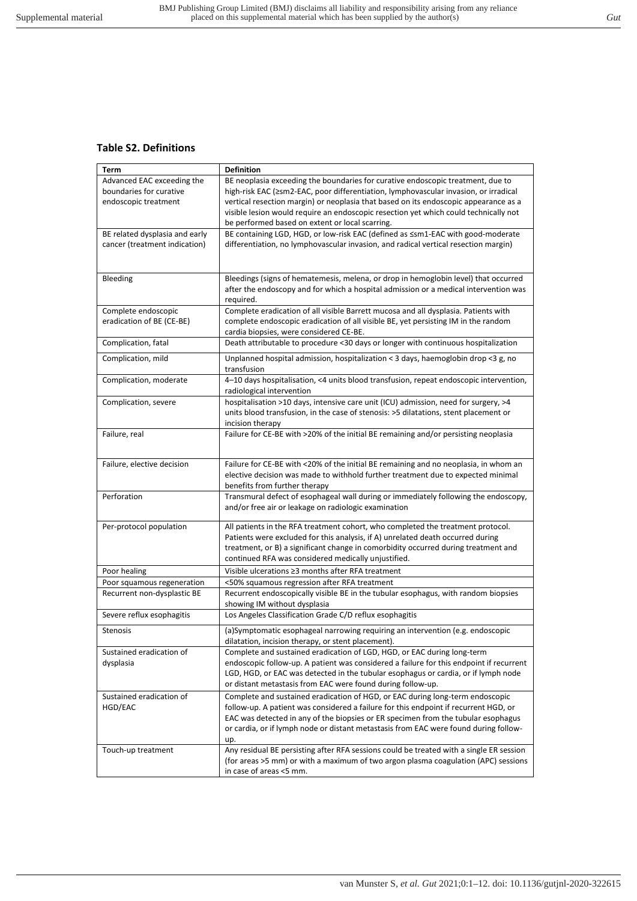## Table S2. Definitions

| Term | Definition |
|---|---|
| Advanced EAC exceeding the boundaries for curative endoscopic treatment | BE neoplasia exceeding the boundaries for curative endoscopic treatment, due to high-risk EAC (≥sm2-EAC, poor differentiation, lymphovascular invasion, or irradical vertical resection margin) or neoplasia that based on its endoscopic appearance as a visible lesion would require an endoscopic resection yet which could technically not be performed based on extent or local scarring. |
| BE related dysplasia and early cancer (treatment indication) | BE containing LGD, HGD, or low-risk EAC (defined as ≤sm1-EAC with good-moderate differentiation, no lymphovascular invasion, and radical vertical resection margin) |
| Bleeding | Bleedings (signs of hematemesis, melena, or drop in hemoglobin level) that occurred after the endoscopy and for which a hospital admission or a medical intervention was required. |
| Complete endoscopic eradication of BE (CE-BE) | Complete eradication of all visible Barrett mucosa and all dysplasia. Patients with complete endoscopic eradication of all visible BE, yet persisting IM in the random cardia biopsies, were considered CE-BE. |
| Complication, fatal | Death attributable to procedure <30 days or longer with continuous hospitalization |
| Complication, mild | Unplanned hospital admission, hospitalization < 3 days, haemoglobin drop <3 g, no transfusion |
| Complication, moderate | 4–10 days hospitalisation, <4 units blood transfusion, repeat endoscopic intervention, radiological intervention |
| Complication, severe | hospitalisation >10 days, intensive care unit (ICU) admission, need for surgery, >4 units blood transfusion, in the case of stenosis: >5 dilatations, stent placement or incision therapy |
| Failure, real | Failure for CE-BE with >20% of the initial BE remaining and/or persisting neoplasia |
| Failure, elective decision | Failure for CE-BE with <20% of the initial BE remaining and no neoplasia, in whom an elective decision was made to withhold further treatment due to expected minimal benefits from further therapy |
| Perforation | Transmural defect of esophageal wall during or immediately following the endoscopy, and/or free air or leakage on radiologic examination |
| Per-protocol population | All patients in the RFA treatment cohort, who completed the treatment protocol. Patients were excluded for this analysis, if A) unrelated death occurred during treatment, or B) a significant change in comorbidity occurred during treatment and continued RFA was considered medically unjustified. |
| Poor healing | Visible ulcerations ≥3 months after RFA treatment |
| Poor squamous regeneration | <50% squamous regression after RFA treatment |
| Recurrent non-dysplastic BE | Recurrent endoscopically visible BE in the tubular esophagus, with random biopsies showing IM without dysplasia |
| Severe reflux esophagitis | Los Angeles Classification Grade C/D reflux esophagitis |
| Stenosis | (a)Symptomatic esophageal narrowing requiring an intervention (e.g. endoscopic dilatation, incision therapy, or stent placement). |
| Sustained eradication of dysplasia | Complete and sustained eradication of LGD, HGD, or EAC during long-term endoscopic follow-up. A patient was considered a failure for this endpoint if recurrent LGD, HGD, or EAC was detected in the tubular esophagus or cardia, or if lymph node or distant metastasis from EAC were found during follow-up. |
| Sustained eradication of HGD/EAC | Complete and sustained eradication of HGD, or EAC during long-term endoscopic follow-up. A patient was considered a failure for this endpoint if recurrent HGD, or EAC was detected in any of the biopsies or ER specimen from the tubular esophagus or cardia, or if lymph node or distant metastasis from EAC were found during follow-up. |
| Touch-up treatment | Any residual BE persisting after RFA sessions could be treated with a single ER session (for areas >5 mm) or with a maximum of two argon plasma coagulation (APC) sessions in case of areas <5 mm. |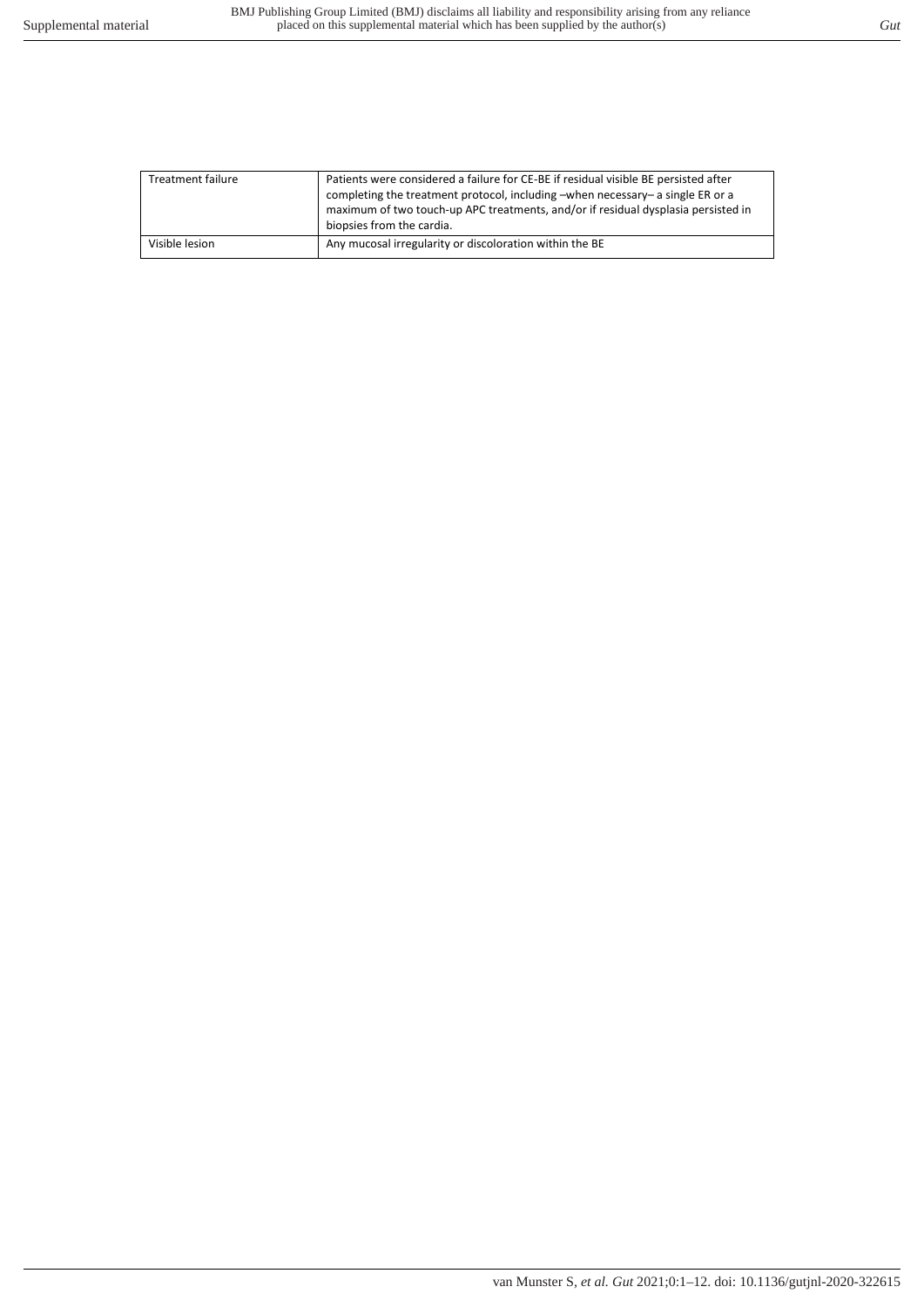| | |
|---|---|
| Treatment failure | Patients were considered a failure for CE-BE if residual visible BE persisted after completing the treatment protocol, including –when necessary– a single ER or a maximum of two touch-up APC treatments, and/or if residual dysplasia persisted in biopsies from the cardia. |
| Visible lesion | Any mucosal irregularity or discoloration within the BE |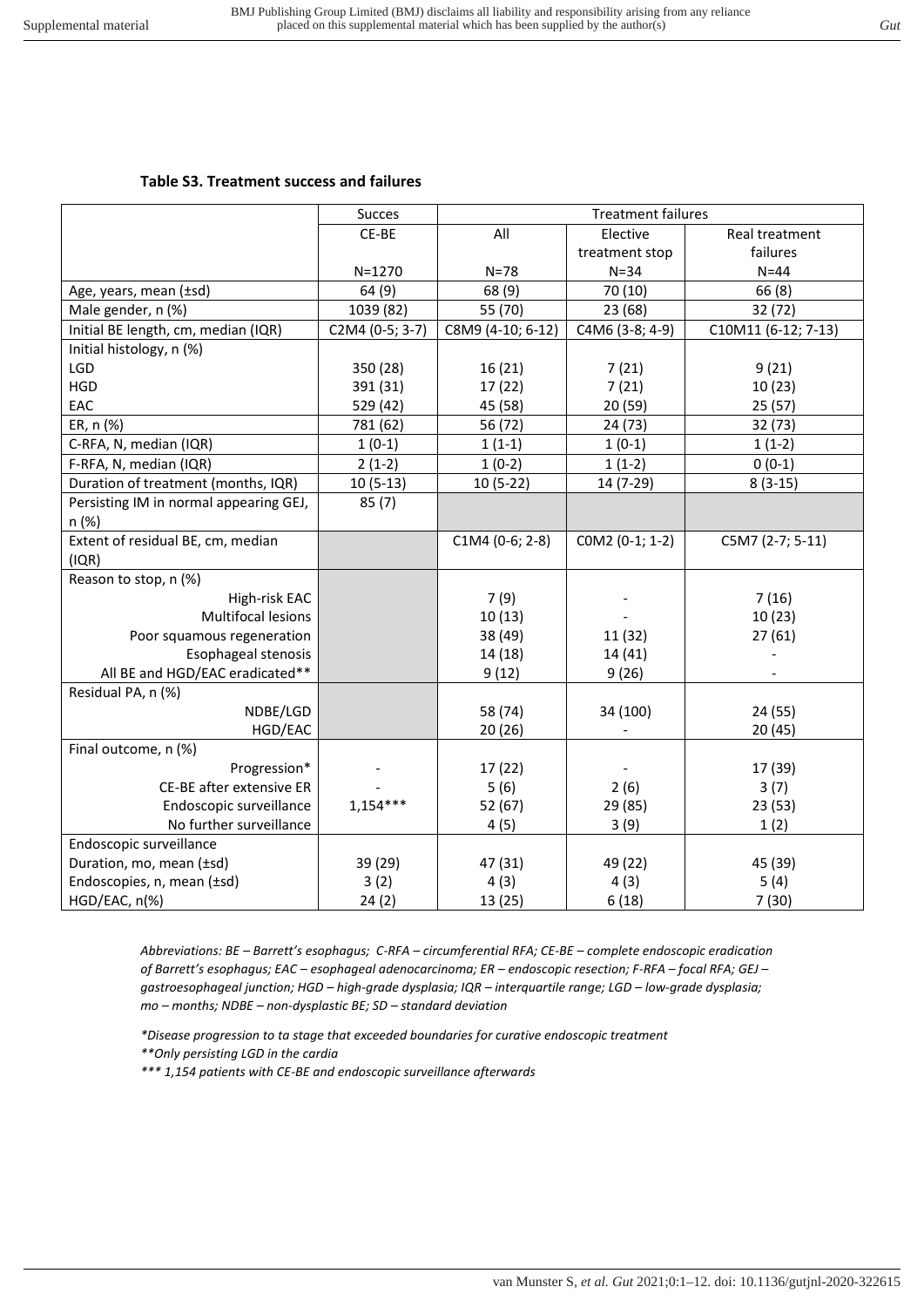### Table S3. Treatment success and failures

| | Succes | Treatment failures | | |
|---|---|---|---|---|
| | CE-BE | All | Elective treatment stop | Real treatment failures |
| | N=1270 | N=78 | N=34 | N=44 |
| Age, years, mean (±sd) | 64 (9) | 68 (9) | 70 (10) | 66 (8) |
| Male gender, n (%) | 1039 (82) | 55 (70) | 23 (68) | 32 (72) |
| Initial BE length, cm, median (IQR) | C2M4 (0-5; 3-7) | C8M9 (4-10; 6-12) | C4M6 (3-8; 4-9) | C10M11 (6-12; 7-13) |
| Initial histology, n (%) | | | | |
| LGD | 350 (28) | 16 (21) | 7 (21) | 9 (21) |
| HGD | 391 (31) | 17 (22) | 7 (21) | 10 (23) |
| EAC | 529 (42) | 45 (58) | 20 (59) | 25 (57) |
| ER, n (%) | 781 (62) | 56 (72) | 24 (73) | 32 (73) |
| C-RFA, N, median (IQR) | 1 (0-1) | 1 (1-1) | 1 (0-1) | 1 (1-2) |
| F-RFA, N, median (IQR) | 2 (1-2) | 1 (0-2) | 1 (1-2) | 0 (0-1) |
| Duration of treatment (months, IQR) | 10 (5-13) | 10 (5-22) | 14 (7-29) | 8 (3-15) |
| Persisting IM in normal appearing GEJ, n (%) | 85 (7) | | | |
| Extent of residual BE, cm, median (IQR) | | C1M4 (0-6; 2-8) | C0M2 (0-1; 1-2) | C5M7 (2-7; 5-11) |
| Reason to stop, n (%) | | | | |
| High-risk EAC | | 7 (9) | - | 7 (16) |
| Multifocal lesions | | 10 (13) | - | 10 (23) |
| Poor squamous regeneration | | 38 (49) | 11 (32) | 27 (61) |
| Esophageal stenosis | | 14 (18) | 14 (41) | - |
| All BE and HGD/EAC eradicated** | | 9 (12) | 9 (26) | - |
| Residual PA, n (%) | | | | |
| NDBE/LGD | | 58 (74) | 34 (100) | 24 (55) |
| HGD/EAC | | 20 (26) | - | 20 (45) |
| Final outcome, n (%) | | | | |
| Progression* | - | 17 (22) | - | 17 (39) |
| CE-BE after extensive ER | - | 5 (6) | 2 (6) | 3 (7) |
| Endoscopic surveillance | 1,154*** | 52 (67) | 29 (85) | 23 (53) |
| No further surveillance | | 4 (5) | 3 (9) | 1 (2) |
| Endoscopic surveillance | | | | |
| Duration, mo, mean (±sd) | 39 (29) | 47 (31) | 49 (22) | 45 (39) |
| Endoscopies, n, mean (±sd) | 3 (2) | 4 (3) | 4 (3) | 5 (4) |
| HGD/EAC, n(%) | 24 (2) | 13 (25) | 6 (18) | 7 (30) |

*Abbreviations: BE – Barrett's esophagus; C-RFA – circumferential RFA; CE-BE – complete endoscopic eradication of Barrett's esophagus; EAC – esophageal adenocarcinoma; ER – endoscopic resection; F-RFA – focal RFA; GEJ – gastroesophageal junction; HGD – high-grade dysplasia; IQR – interquartile range; LGD – low-grade dysplasia; mo – months; NDBE – non-dysplastic BE; SD – standard deviation*

*\*Disease progression to ta stage that exceeded boundaries for curative endoscopic treatment*

*\*\*Only persisting LGD in the cardia*

*\*\*\* 1,154 patients with CE-BE and endoscopic surveillance afterwards*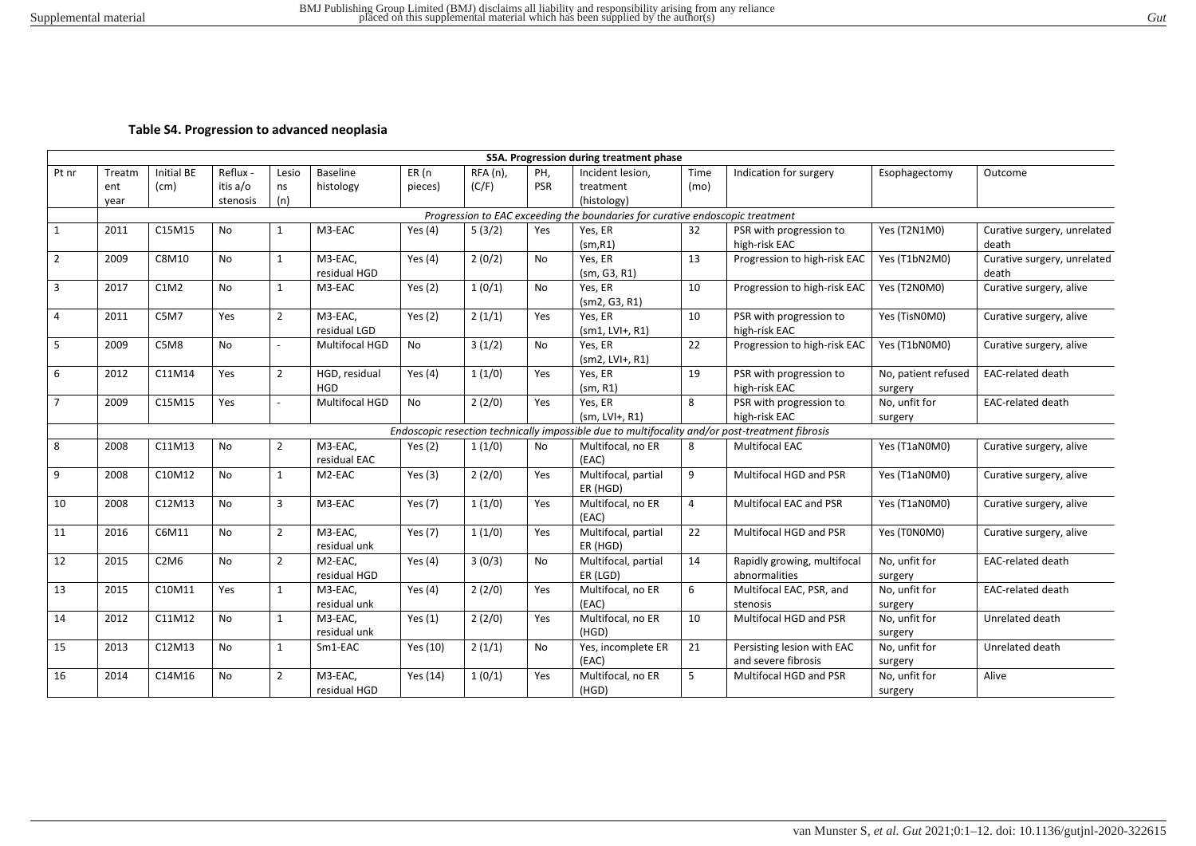### Table S4. Progression to advanced neoplasia

| S5A. Progression during treatment phase | | | | | | | | | | | | | |
|---|---|---|---|---|---|---|---|---|---|---|---|---|---|
| Pt nr | Treatment year | Initial BE (cm) | Reflux - itis a/o stenosis | Lesions (n) | Baseline histology | ER (n pieces) | RFA (n), (C/F) | PH, PSR | Incident lesion, treatment (histology) | Time (mo) | Indication for surgery | Esophagectomy | Outcome |
| | *Progression to EAC exceeding the boundaries for curative endoscopic treatment* | | | | | | | | | | | | |
| 1 | 2011 | C15M15 | No | 1 | M3-EAC | Yes (4) | 5 (3/2) | Yes | Yes, ER (sm,R1) | 32 | PSR with progression to high-risk EAC | Yes (T2N1M0) | Curative surgery, unrelated death |
| 2 | 2009 | C8M10 | No | 1 | M3-EAC, residual HGD | Yes (4) | 2 (0/2) | No | Yes, ER (sm, G3, R1) | 13 | Progression to high-risk EAC | Yes (T1bN2M0) | Curative surgery, unrelated death |
| 3 | 2017 | C1M2 | No | 1 | M3-EAC | Yes (2) | 1 (0/1) | No | Yes, ER (sm2, G3, R1) | 10 | Progression to high-risk EAC | Yes (T2N0M0) | Curative surgery, alive |
| 4 | 2011 | C5M7 | Yes | 2 | M3-EAC, residual LGD | Yes (2) | 2 (1/1) | Yes | Yes, ER (sm1, LVI+, R1) | 10 | PSR with progression to high-risk EAC | Yes (TisN0M0) | Curative surgery, alive |
| 5 | 2009 | C5M8 | No | - | Multifocal HGD | No | 3 (1/2) | No | Yes, ER (sm2, LVI+, R1) | 22 | Progression to high-risk EAC | Yes (T1bN0M0) | Curative surgery, alive |
| 6 | 2012 | C11M14 | Yes | 2 | HGD, residual HGD | Yes (4) | 1 (1/0) | Yes | Yes, ER (sm, R1) | 19 | PSR with progression to high-risk EAC | No, patient refused surgery | EAC-related death |
| 7 | 2009 | C15M15 | Yes | - | Multifocal HGD | No | 2 (2/0) | Yes | Yes, ER (sm, LVI+, R1) | 8 | PSR with progression to high-risk EAC | No, unfit for surgery | EAC-related death |
| | *Endoscopic resection technically impossible due to multifocality and/or post-treatment fibrosis* | | | | | | | | | | | | |
| 8 | 2008 | C11M13 | No | 2 | M3-EAC, residual EAC | Yes (2) | 1 (1/0) | No | Multifocal, no ER (EAC) | 8 | Multifocal EAC | Yes (T1aN0M0) | Curative surgery, alive |
| 9 | 2008 | C10M12 | No | 1 | M2-EAC | Yes (3) | 2 (2/0) | Yes | Multifocal, partial ER (HGD) | 9 | Multifocal HGD and PSR | Yes (T1aN0M0) | Curative surgery, alive |
| 10 | 2008 | C12M13 | No | 3 | M3-EAC | Yes (7) | 1 (1/0) | Yes | Multifocal, no ER (EAC) | 4 | Multifocal EAC and PSR | Yes (T1aN0M0) | Curative surgery, alive |
| 11 | 2016 | C6M11 | No | 2 | M3-EAC, residual unk | Yes (7) | 1 (1/0) | Yes | Multifocal, partial ER (HGD) | 22 | Multifocal HGD and PSR | Yes (T0N0M0) | Curative surgery, alive |
| 12 | 2015 | C2M6 | No | 2 | M2-EAC, residual HGD | Yes (4) | 3 (0/3) | No | Multifocal, partial ER (LGD) | 14 | Rapidly growing, multifocal abnormalities | No, unfit for surgery | EAC-related death |
| 13 | 2015 | C10M11 | Yes | 1 | M3-EAC, residual unk | Yes (4) | 2 (2/0) | Yes | Multifocal, no ER (EAC) | 6 | Multifocal EAC, PSR, and stenosis | No, unfit for surgery | EAC-related death |
| 14 | 2012 | C11M12 | No | 1 | M3-EAC, residual unk | Yes (1) | 2 (2/0) | Yes | Multifocal, no ER (HGD) | 10 | Multifocal HGD and PSR | No, unfit for surgery | Unrelated death |
| 15 | 2013 | C12M13 | No | 1 | Sm1-EAC | Yes (10) | 2 (1/1) | No | Yes, incomplete ER (EAC) | 21 | Persisting lesion with EAC and severe fibrosis | No, unfit for surgery | Unrelated death |
| 16 | 2014 | C14M16 | No | 2 | M3-EAC, residual HGD | Yes (14) | 1 (0/1) | Yes | Multifocal, no ER (HGD) | 5 | Multifocal HGD and PSR | No, unfit for surgery | Alive |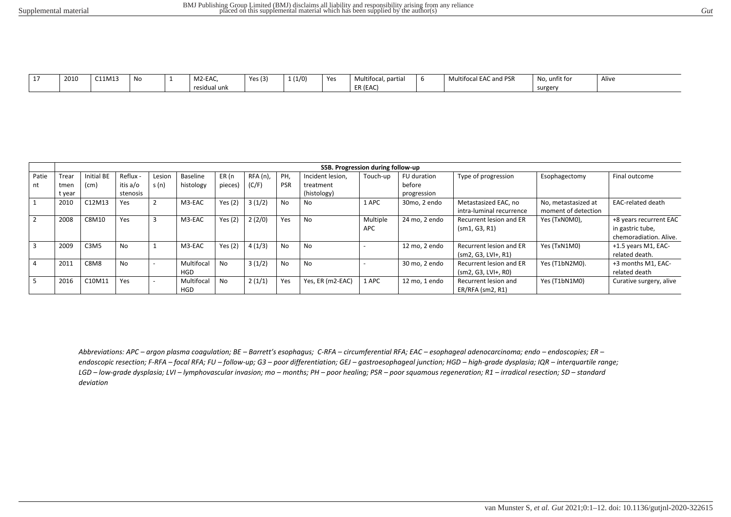| 17 | 2010 | C11M13 | No | 1 | M2-EAC, residual unk | Yes (3) | 1 (1/0) | Yes | Multifocal, partial ER (EAC) | 6 | Multifocal EAC and PSR | No, unfit for surgery | Alive |
|---|---|---|---|---|---|---|---|---|---|---|---|---|---|

| | S5B. Progression during follow-up | | | | | | | | | | | | | |
|---|---|---|---|---|---|---|---|---|---|---|---|---|---|---|
| Patient | Treartment year | Initial BE (cm) | Reflux - itis a/o stenosis | Lesions (n) | Baseline histology | ER (n pieces) | RFA (n), (C/F) | PH, PSR | Incident lesion, treatment (histology) | Touch-up | FU duration before progression | Type of progression | Esophagectomy | Final outcome |
| 1 | 2010 | C12M13 | Yes | 2 | M3-EAC | Yes (2) | 3 (1/2) | No | No | 1 APC | 30mo, 2 endo | Metastasized EAC, no intra-luminal recurrence | No, metastasized at moment of detection | EAC-related death |
| 2 | 2008 | C8M10 | Yes | 3 | M3-EAC | Yes (2) | 2 (2/0) | Yes | No | Multiple APC | 24 mo, 2 endo | Recurrent lesion and ER (sm1, G3, R1) | Yes (TxN0M0), | +8 years recurrent EAC in gastric tube, chemoradiation. Alive. |
| 3 | 2009 | C3M5 | No | 1 | M3-EAC | Yes (2) | 4 (1/3) | No | No | - | 12 mo, 2 endo | Recurrent lesion and ER (sm2, G3, LVI+, R1) | Yes (TxN1M0) | +1.5 years M1, EAC-related death. |
| 4 | 2011 | C8M8 | No | - | Multifocal HGD | No | 3 (1/2) | No | No | - | 30 mo, 2 endo | Recurrent lesion and ER (sm2, G3, LVI+, R0) | Yes (T1bN2M0). | +3 months M1, EAC-related death |
| 5 | 2016 | C10M11 | Yes | - | Multifocal HGD | No | 2 (1/1) | Yes | Yes, ER (m2-EAC) | 1 APC | 12 mo, 1 endo | Recurrent lesion and ER/RFA (sm2, R1) | Yes (T1bN1M0) | Curative surgery, alive |

*Abbreviations: APC – argon plasma coagulation; BE – Barrett's esophagus; C-RFA – circumferential RFA; EAC – esophageal adenocarcinoma; endo – endoscopies; ER – endoscopic resection; F-RFA – focal RFA; FU – follow-up; G3 – poor differentiation; GEJ – gastroesophageal junction; HGD – high-grade dysplasia; IQR – interquartile range; LGD – low-grade dysplasia; LVI – lymphovascular invasion; mo – months; PH – poor healing; PSR – poor squamous regeneration; R1 – irradical resection; SD – standard deviation*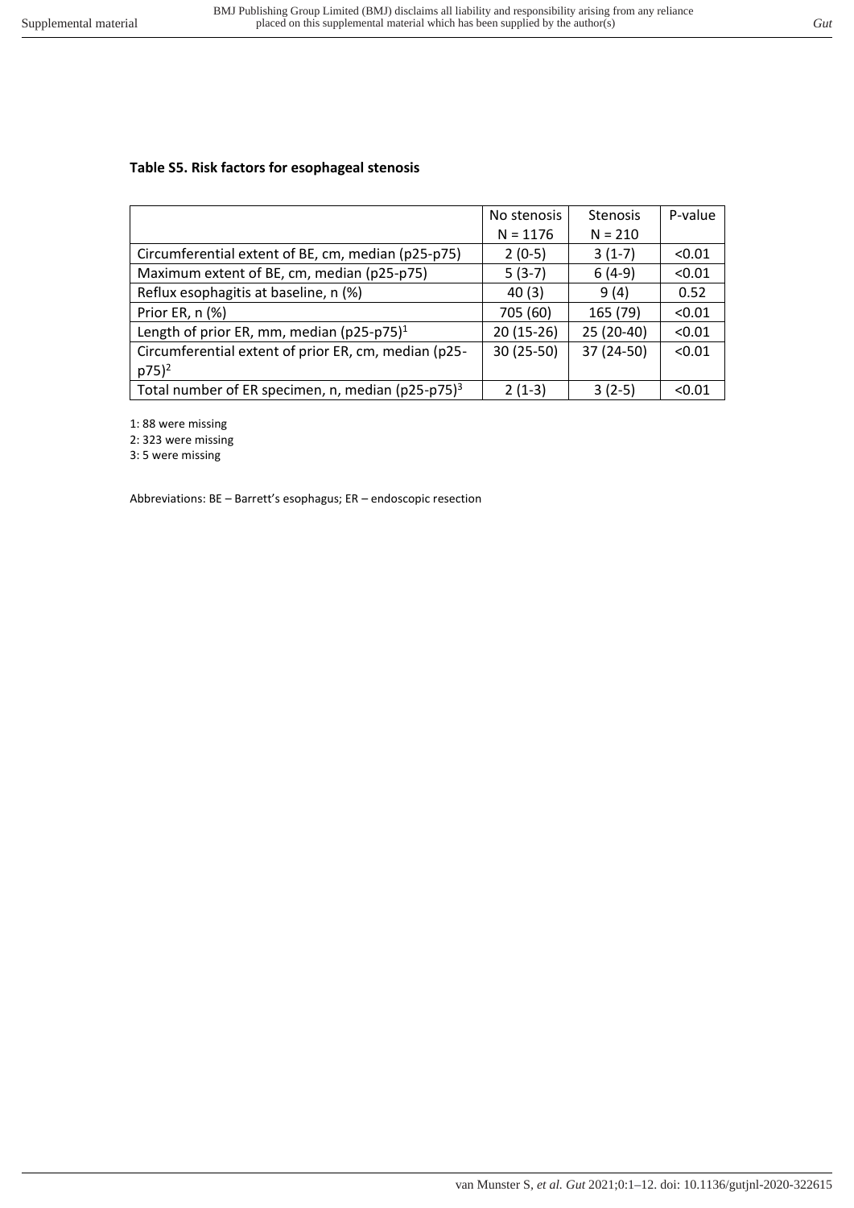**Table S5. Risk factors for esophageal stenosis**

| | No stenosis N = 1176 | Stenosis N = 210 | P-value |
|---|---|---|---|
| Circumferential extent of BE, cm, median (p25-p75) | 2 (0-5) | 3 (1-7) | <0.01 |
| Maximum extent of BE, cm, median (p25-p75) | 5 (3-7) | 6 (4-9) | <0.01 |
| Reflux esophagitis at baseline, n (%) | 40 (3) | 9 (4) | 0.52 |
| Prior ER, n (%) | 705 (60) | 165 (79) | <0.01 |
| Length of prior ER, mm, median (p25-p75)[1] | 20 (15-26) | 25 (20-40) | <0.01 |
| Circumferential extent of prior ER, cm, median (p25-p75)[2] | 30 (25-50) | 37 (24-50) | <0.01 |
| Total number of ER specimen, n, median (p25-p75)[3] | 2 (1-3) | 3 (2-5) | <0.01 |

1: 88 were missing

2: 323 were missing

3: 5 were missing

Abbreviations: BE – Barrett's esophagus; ER – endoscopic resection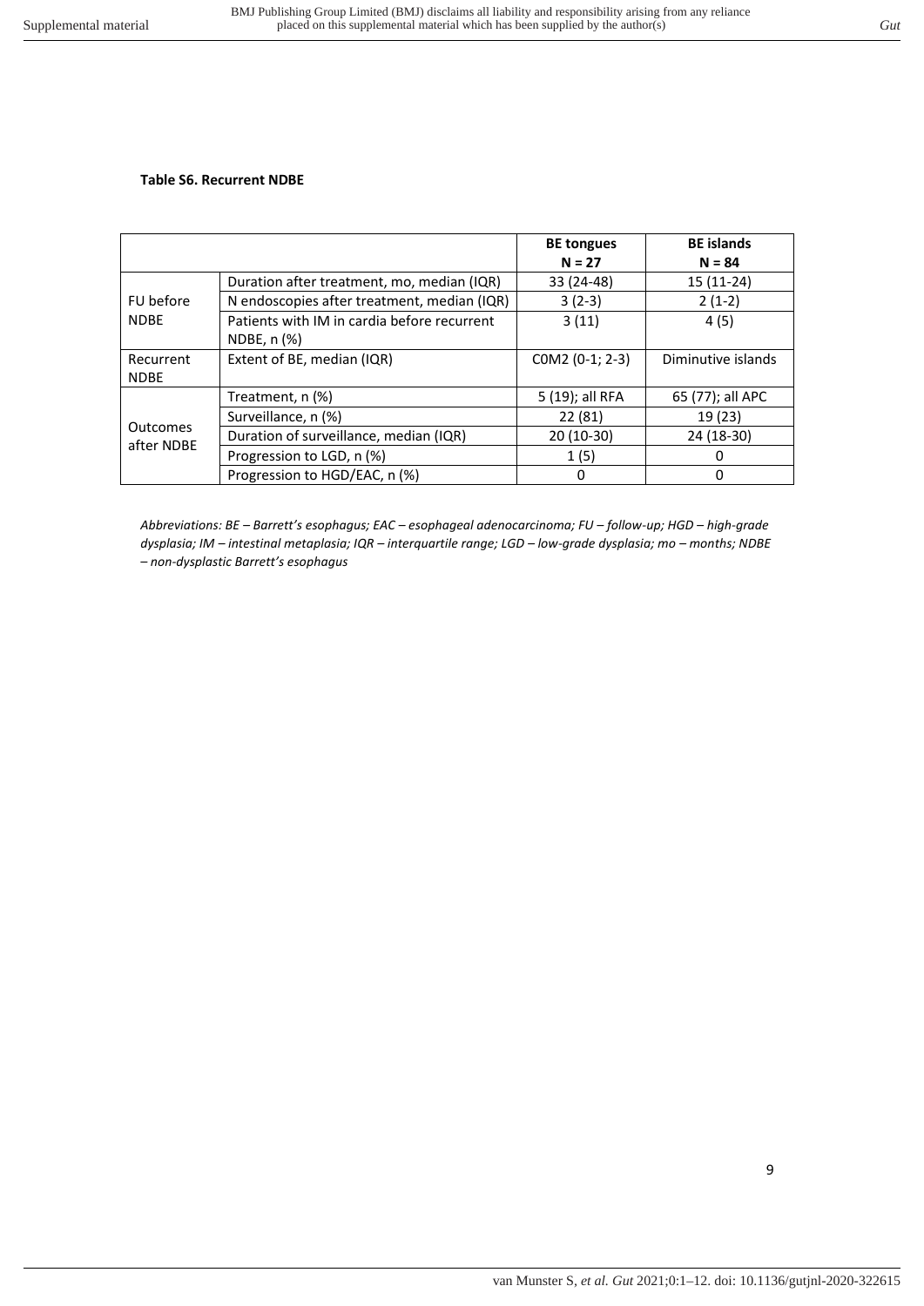**Table S6. Recurrent NDBE**

| | | BE tongues N = 27 | BE islands N = 84 |
|---|---|---|---|
| FU before NDBE | Duration after treatment, mo, median (IQR) | 33 (24-48) | 15 (11-24) |
| | N endoscopies after treatment, median (IQR) | 3 (2-3) | 2 (1-2) |
| | Patients with IM in cardia before recurrent NDBE, n (%) | 3 (11) | 4 (5) |
| Recurrent NDBE | Extent of BE, median (IQR) | C0M2 (0-1; 2-3) | Diminutive islands |
| Outcomes after NDBE | Treatment, n (%) | 5 (19); all RFA | 65 (77); all APC |
| | Surveillance, n (%) | 22 (81) | 19 (23) |
| | Duration of surveillance, median (IQR) | 20 (10-30) | 24 (18-30) |
| | Progression to LGD, n (%) | 1 (5) | 0 |
| | Progression to HGD/EAC, n (%) | 0 | 0 |

*Abbreviations: BE – Barrett's esophagus; EAC – esophageal adenocarcinoma; FU – follow-up; HGD – high-grade dysplasia; IM – intestinal metaplasia; IQR – interquartile range; LGD – low-grade dysplasia; mo – months; NDBE – non-dysplastic Barrett's esophagus*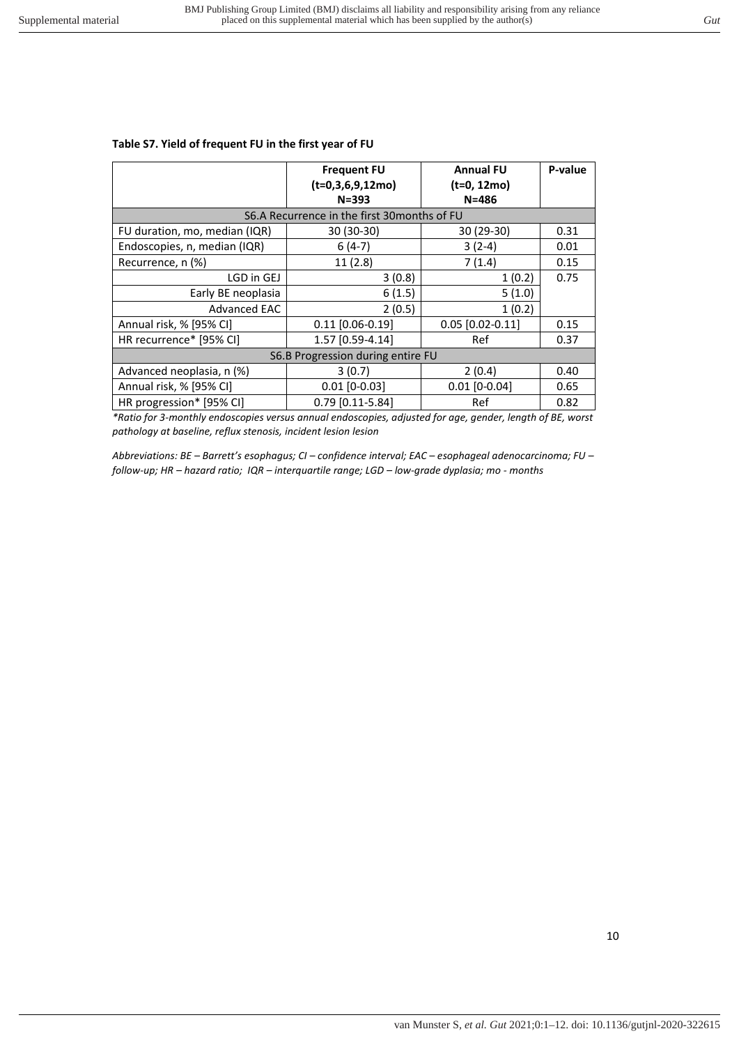**Table S7. Yield of frequent FU in the first year of FU**

| | Frequent FU (t=0,3,6,9,12mo) N=393 | Annual FU (t=0, 12mo) N=486 | P-value |
|---|---|---|---|
| S6.A Recurrence in the first 30months of FU | | | |
| FU duration, mo, median (IQR) | 30 (30-30) | 30 (29-30) | 0.31 |
| Endoscopies, n, median (IQR) | 6 (4-7) | 3 (2-4) | 0.01 |
| Recurrence, n (%) | 11 (2.8) | 7 (1.4) | 0.15 |
| LGD in GEJ | 3 (0.8) | 1 (0.2) | 0.75 |
| Early BE neoplasia | 6 (1.5) | 5 (1.0) | |
| Advanced EAC | 2 (0.5) | 1 (0.2) | |
| Annual risk, % [95% CI] | 0.11 [0.06-0.19] | 0.05 [0.02-0.11] | 0.15 |
| HR recurrence* [95% CI] | 1.57 [0.59-4.14] | Ref | 0.37 |
| S6.B Progression during entire FU | | | |
| Advanced neoplasia, n (%) | 3 (0.7) | 2 (0.4) | 0.40 |
| Annual risk, % [95% CI] | 0.01 [0-0.03] | 0.01 [0-0.04] | 0.65 |
| HR progression* [95% CI] | 0.79 [0.11-5.84] | Ref | 0.82 |

*\*Ratio for 3-monthly endoscopies versus annual endoscopies, adjusted for age, gender, length of BE, worst pathology at baseline, reflux stenosis, incident lesion lesion*

*Abbreviations: BE – Barrett's esophagus; CI – confidence interval; EAC – esophageal adenocarcinoma; FU – follow-up; HR – hazard ratio; IQR – interquartile range; LGD – low-grade dysplasia; mo - months*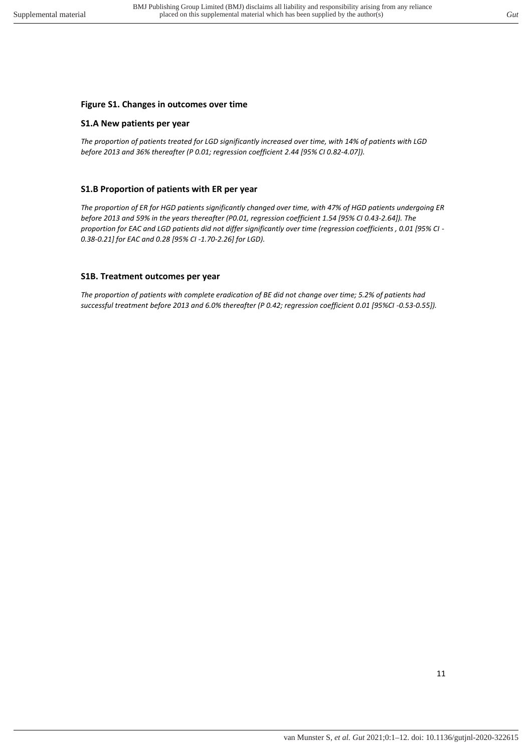## Figure S1. Changes in outcomes over time

### S1.A New patients per year

*The proportion of patients treated for LGD significantly increased over time, with 14% of patients with LGD before 2013 and 36% thereafter (P 0.01; regression coefficient 2.44 [95% CI 0.82-4.07]).*

### S1.B Proportion of patients with ER per year

*The proportion of ER for HGD patients significantly changed over time, with 47% of HGD patients undergoing ER before 2013 and 59% in the years thereafter (P0.01, regression coefficient 1.54 [95% CI 0.43-2.64]). The proportion for EAC and LGD patients did not differ significantly over time (regression coefficients , 0.01 [95% CI -0.38-0.21] for EAC and 0.28 [95% CI -1.70-2.26] for LGD).*

### S1B. Treatment outcomes per year

*The proportion of patients with complete eradication of BE did not change over time; 5.2% of patients had successful treatment before 2013 and 6.0% thereafter (P 0.42; regression coefficient 0.01 [95%CI -0.53-0.55]).*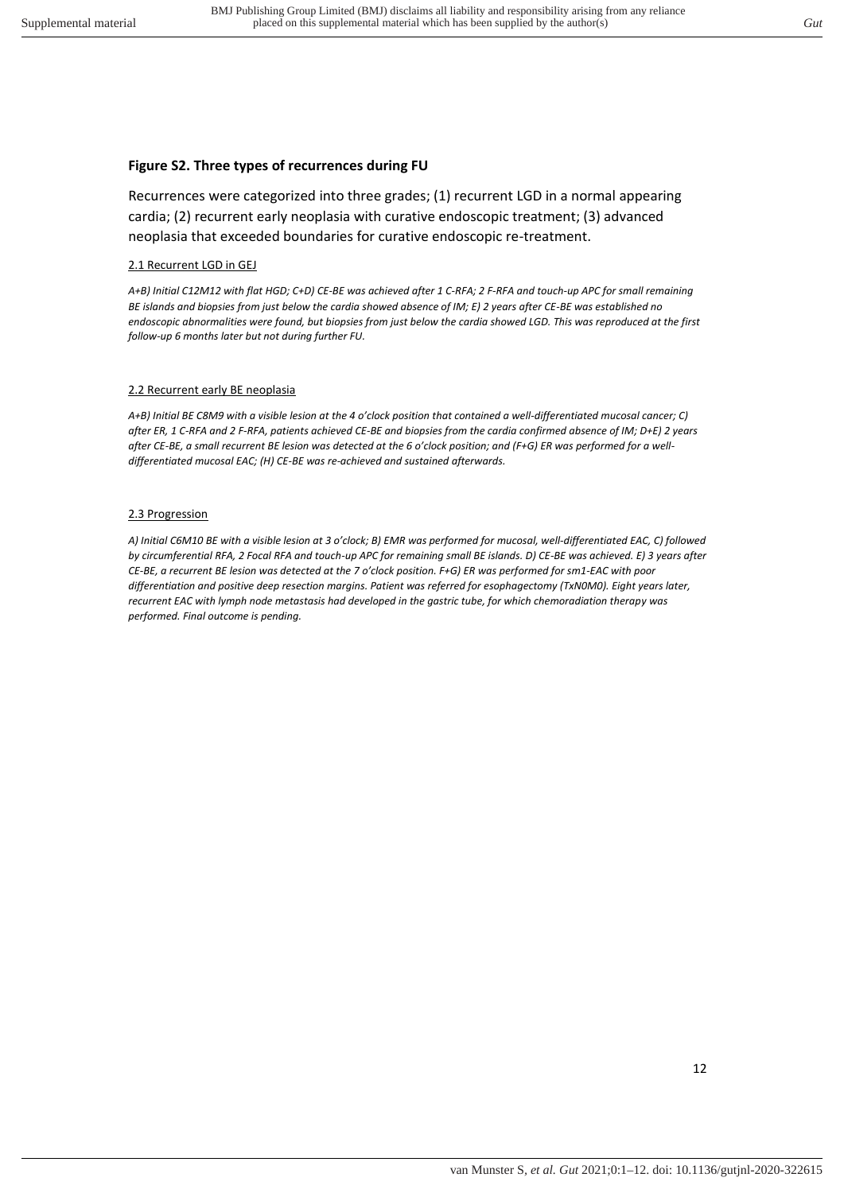## Figure S2. Three types of recurrences during FU

Recurrences were categorized into three grades; (1) recurrent LGD in a normal appearing cardia; (2) recurrent early neoplasia with curative endoscopic treatment; (3) advanced neoplasia that exceeded boundaries for curative endoscopic re-treatment.

### 2.1 Recurrent LGD in GEJ

*A+B) Initial C12M12 with flat HGD; C+D) CE-BE was achieved after 1 C-RFA; 2 F-RFA and touch-up APC for small remaining BE islands and biopsies from just below the cardia showed absence of IM; E) 2 years after CE-BE was established no endoscopic abnormalities were found, but biopsies from just below the cardia showed LGD. This was reproduced at the first follow-up 6 months later but not during further FU.*

### 2.2 Recurrent early BE neoplasia

*A+B) Initial BE C8M9 with a visible lesion at the 4 o'clock position that contained a well-differentiated mucosal cancer; C) after ER, 1 C-RFA and 2 F-RFA, patients achieved CE-BE and biopsies from the cardia confirmed absence of IM; D+E) 2 years after CE-BE, a small recurrent BE lesion was detected at the 6 o'clock position; and (F+G) ER was performed for a well-differentiated mucosal EAC; (H) CE-BE was re-achieved and sustained afterwards.*

### 2.3 Progression

*A) Initial C6M10 BE with a visible lesion at 3 o'clock; B) EMR was performed for mucosal, well-differentiated EAC, C) followed by circumferential RFA, 2 Focal RFA and touch-up APC for remaining small BE islands. D) CE-BE was achieved. E) 3 years after CE-BE, a recurrent BE lesion was detected at the 7 o'clock position. F+G) ER was performed for sm1-EAC with poor differentiation and positive deep resection margins. Patient was referred for esophagectomy (TxN0M0). Eight years later, recurrent EAC with lymph node metastasis had developed in the gastric tube, for which chemoradiation therapy was performed. Final outcome is pending.*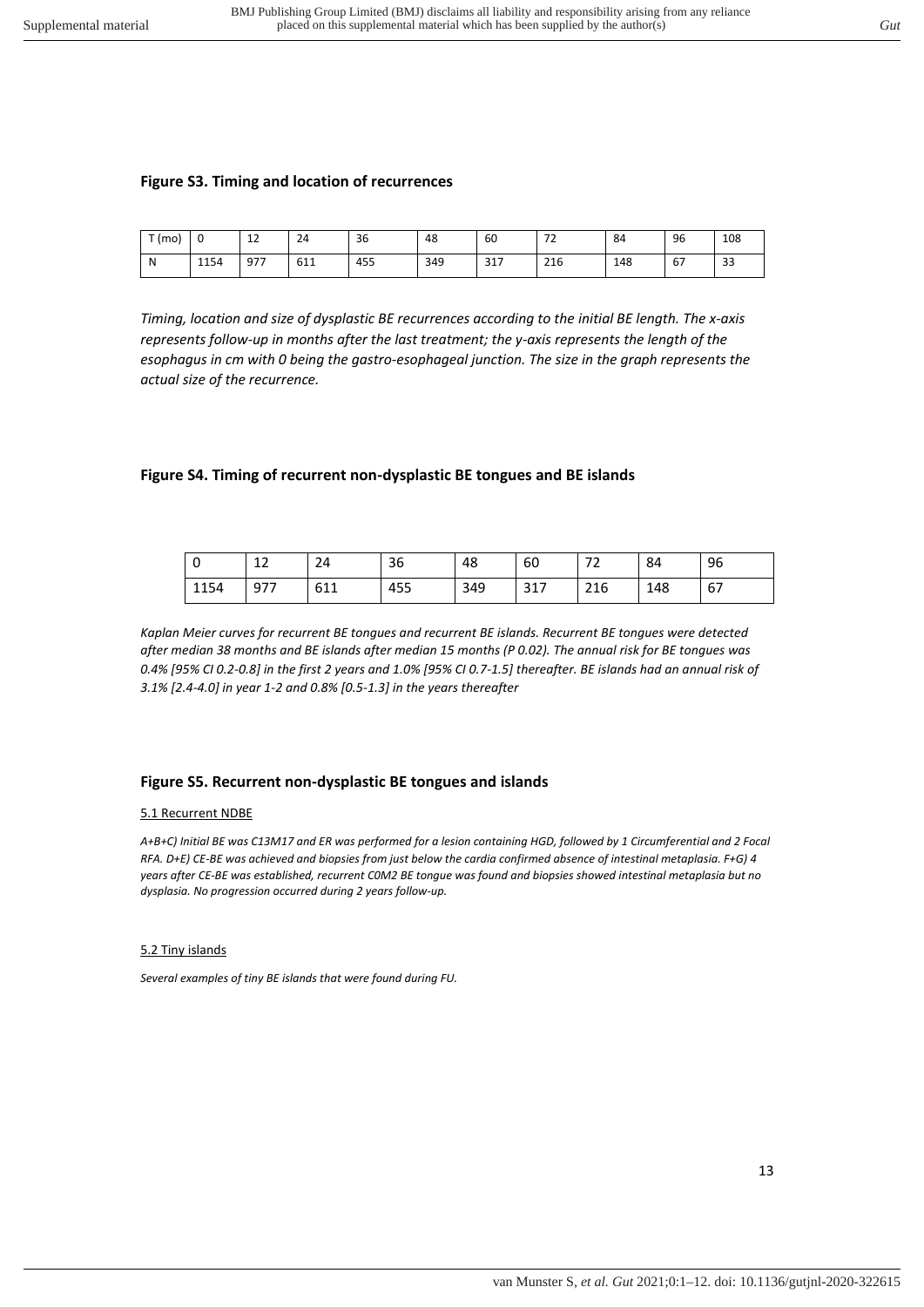**Figure S3. Timing and location of recurrences**

| T (mo) | 0 | 12 | 24 | 36 | 48 | 60 | 72 | 84 | 96 | 108 |
|---|---|---|---|---|---|---|---|---|---|---|
| N | 1154 | 977 | 611 | 455 | 349 | 317 | 216 | 148 | 67 | 33 |

*Timing, location and size of dysplastic BE recurrences according to the initial BE length. The x-axis represents follow-up in months after the last treatment; the y-axis represents the length of the esophagus in cm with 0 being the gastro-esophageal junction. The size in the graph represents the actual size of the recurrence.*

**Figure S4. Timing of recurrent non-dysplastic BE tongues and BE islands**

| 0 | 12 | 24 | 36 | 48 | 60 | 72 | 84 | 96 |
|---|---|---|---|---|---|---|---|---|
| 1154 | 977 | 611 | 455 | 349 | 317 | 216 | 148 | 67 |

*Kaplan Meier curves for recurrent BE tongues and recurrent BE islands. Recurrent BE tongues were detected after median 38 months and BE islands after median 15 months (P 0.02). The annual risk for BE tongues was 0.4% [95% CI 0.2-0.8] in the first 2 years and 1.0% [95% CI 0.7-1.5] thereafter. BE islands had an annual risk of 3.1% [2.4-4.0] in year 1-2 and 0.8% [0.5-1.3] in the years thereafter*

**Figure S5. Recurrent non-dysplastic BE tongues and islands**

5.1 Recurrent NDBE

*A+B+C) Initial BE was C13M17 and ER was performed for a lesion containing HGD, followed by 1 Circumferential and 2 Focal RFA. D+E) CE-BE was achieved and biopsies from just below the cardia confirmed absence of intestinal metaplasia. F+G) 4 years after CE-BE was established, recurrent C0M2 BE tongue was found and biopsies showed intestinal metaplasia but no dysplasia. No progression occurred during 2 years follow-up.*

5.2 Tiny islands

*Several examples of tiny BE islands that were found during FU.*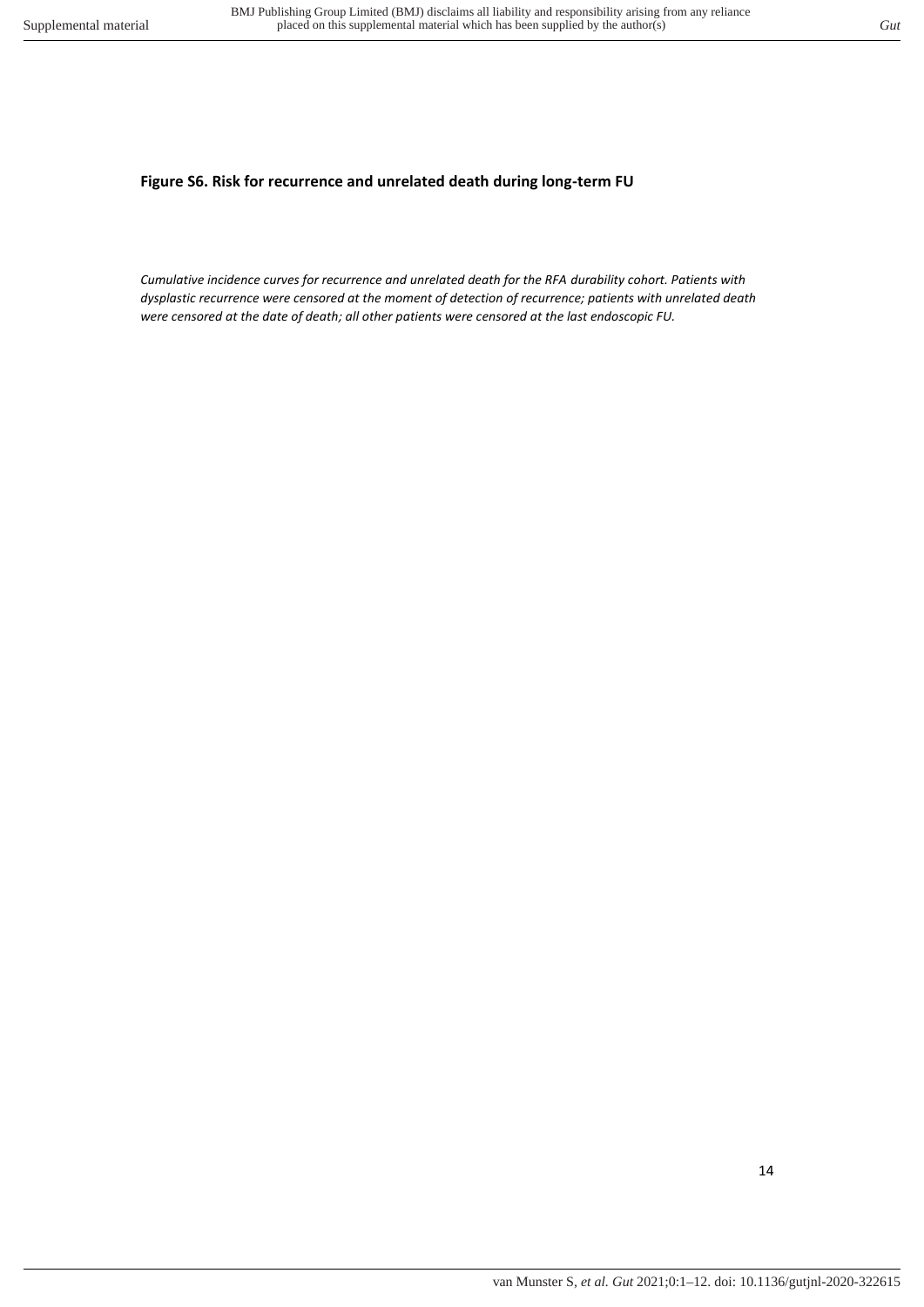**Figure S6. Risk for recurrence and unrelated death during long-term FU**

*Cumulative incidence curves for recurrence and unrelated death for the RFA durability cohort. Patients with dysplastic recurrence were censored at the moment of detection of recurrence; patients with unrelated death were censored at the date of death; all other patients were censored at the last endoscopic FU.*